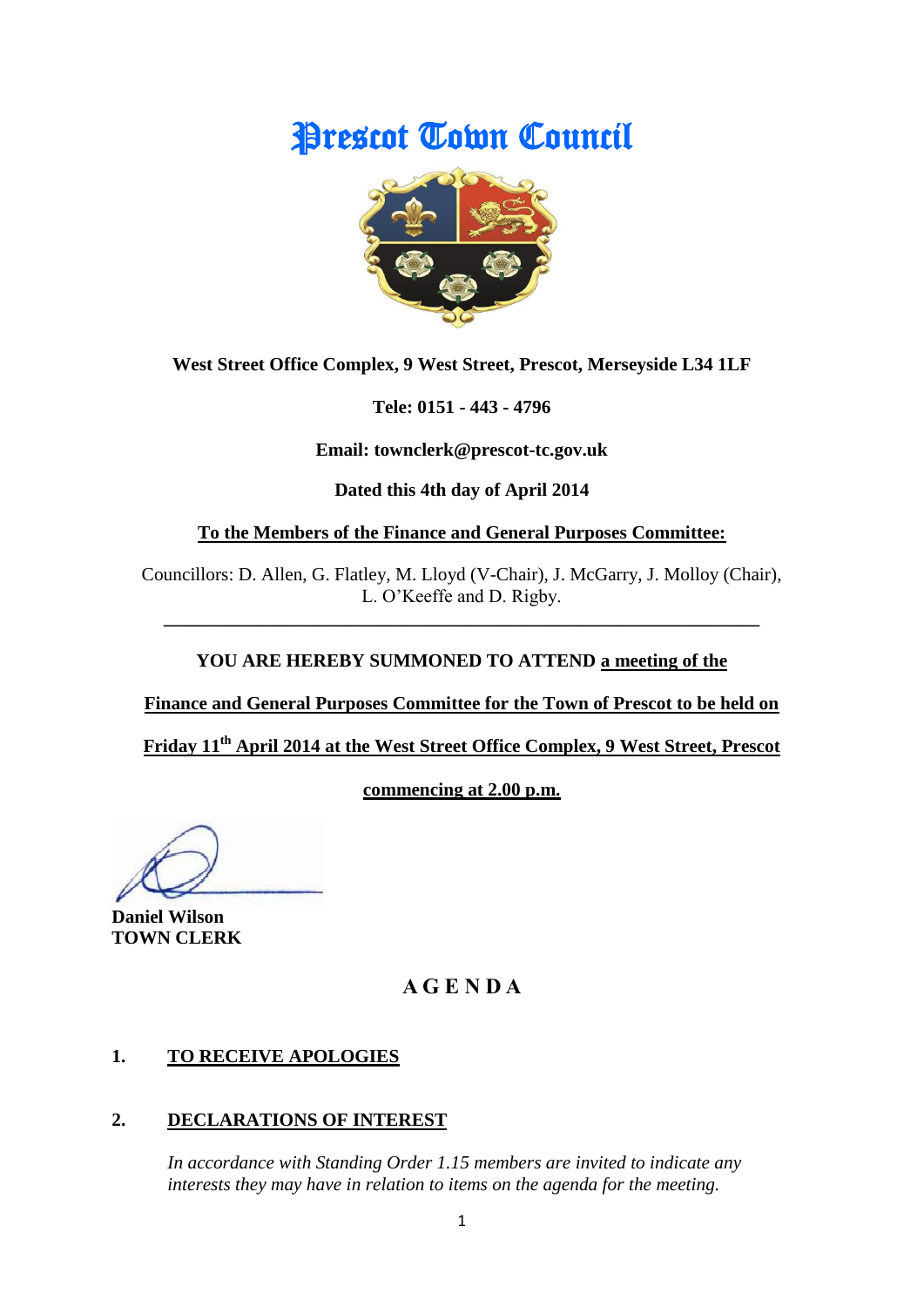# Prescot Town Council

**West Street Office Complex, 9 West Street, Prescot, Merseyside L34 1LF**

**Tele: 0151 - 443 - 4796**

**Email: townclerk@prescot-tc.gov.uk**

**Dated this 4th day of April 2014**

**To the Members of the Finance and General Purposes Committee:**

Councillors: D. Allen, G. Flatley, M. Lloyd (V-Chair), J. McGarry, J. Molloy (Chair), L. O'Keeffe and D. Rigby.

---

**YOU ARE HEREBY SUMMONED TO ATTEND a meeting of the Finance and General Purposes Committee for the Town of Prescot to be held on Friday 11th April 2014 at the West Street Office Complex, 9 West Street, Prescot commencing at 2.00 p.m.**

**Daniel Wilson**
**TOWN CLERK**

## A G E N D A

### 1. TO RECEIVE APOLOGIES

### 2. DECLARATIONS OF INTEREST

*In accordance with Standing Order 1.15 members are invited to indicate any interests they may have in relation to items on the agenda for the meeting.*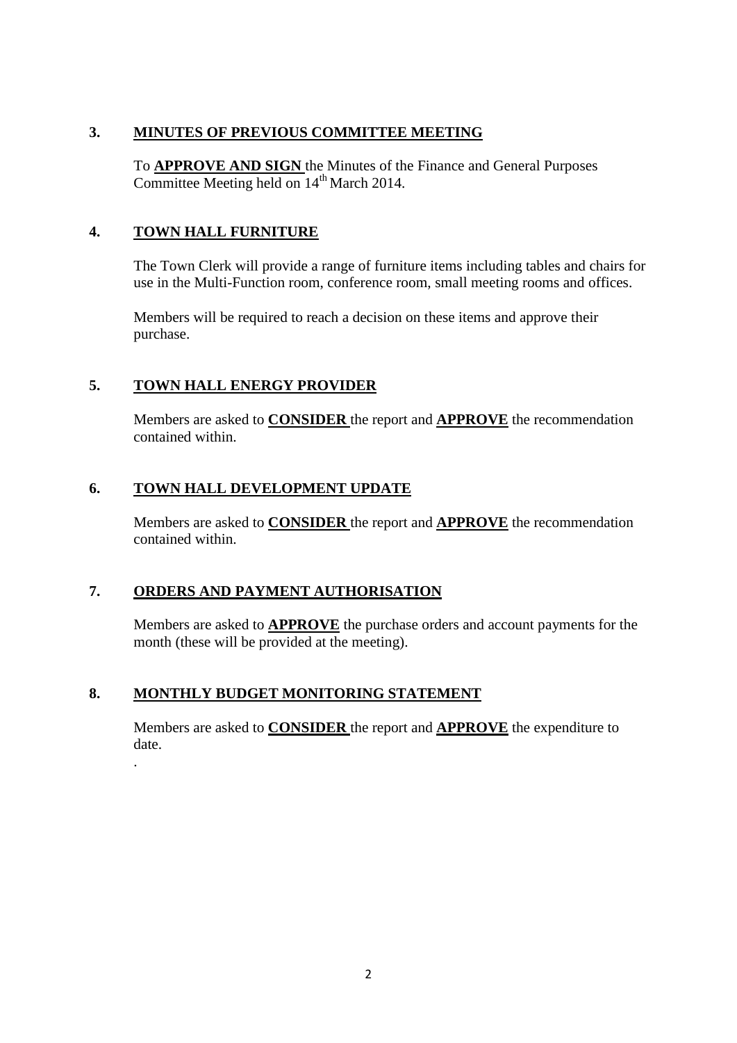## 3. MINUTES OF PREVIOUS COMMITTEE MEETING

To **APPROVE AND SIGN** the Minutes of the Finance and General Purposes Committee Meeting held on 14th March 2014.

## 4. TOWN HALL FURNITURE

The Town Clerk will provide a range of furniture items including tables and chairs for use in the Multi-Function room, conference room, small meeting rooms and offices.

Members will be required to reach a decision on these items and approve their purchase.

## 5. TOWN HALL ENERGY PROVIDER

Members are asked to **CONSIDER** the report and **APPROVE** the recommendation contained within.

## 6. TOWN HALL DEVELOPMENT UPDATE

Members are asked to **CONSIDER** the report and **APPROVE** the recommendation contained within.

## 7. ORDERS AND PAYMENT AUTHORISATION

Members are asked to **APPROVE** the purchase orders and account payments for the month (these will be provided at the meeting).

## 8. MONTHLY BUDGET MONITORING STATEMENT

Members are asked to **CONSIDER** the report and **APPROVE** the expenditure to date.